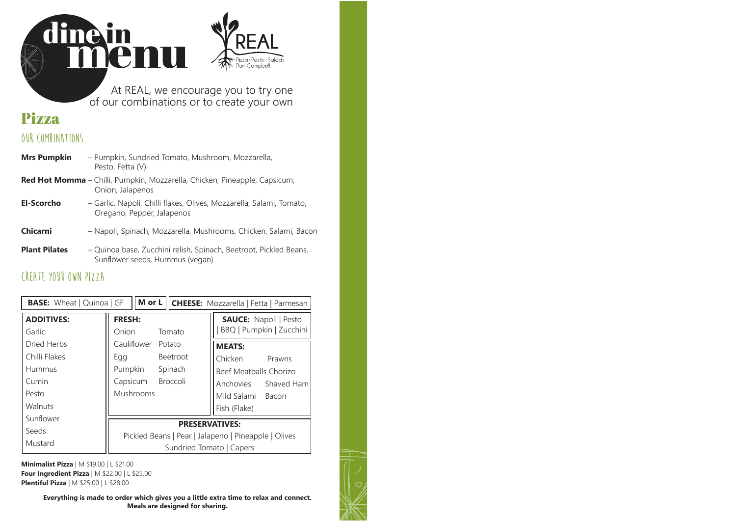# dine in menu

REAL
Pizza · Pasta · Salads
Port Campbell

At REAL, we encourage you to try one of our combinations or to create your own

## Pizza

### OUR COMBINATIONS

**Mrs Pumpkin** – Pumpkin, Sundried Tomato, Mushroom, Mozzarella, Pesto, Fetta (V)

**Red Hot Momma** – Chilli, Pumpkin, Mozzarella, Chicken, Pineapple, Capsicum, Onion, Jalapenos

**El-Scorcho** – Garlic, Napoli, Chilli flakes, Olives, Mozzarella, Salami, Tomato, Oregano, Pepper, Jalapenos

**Chicarni** – Napoli, Spinach, Mozzarella, Mushrooms, Chicken, Salami, Bacon

**Plant Pilates** – Quinoa base, Zucchini relish, Spinach, Beetroot, Pickled Beans, Sunflower seeds, Hummus (vegan)

### CREATE YOUR OWN PIZZA

**BASE:** Wheat | Quinoa | GF

**M or L**

**CHEESE:** Mozzarella | Fetta | Parmesan

**ADDITIVES:**
Garlic
Dried Herbs
Chilli Flakes
Hummus
Cumin
Pesto
Walnuts
Sunflower Seeds
Mustard

**FRESH:**
Onion, Tomato
Cauliflower, Potato
Egg, Beetroot
Pumpkin, Spinach
Capsicum, Broccoli
Mushrooms

**SAUCE:** Napoli | Pesto | BBQ | Pumpkin | Zucchini

**MEATS:**
Chicken, Prawns
Beef Meatballs, Chorizo
Anchovies, Shaved Ham
Mild Salami, Bacon
Fish (Flake)

**PRESERVATIVES:**
Pickled Beans | Pear | Jalapeno | Pineapple | Olives
Sundried Tomato | Capers

**Minimalist Pizza** | M $19.00 | L $21.00
**Four Ingredient Pizza** | M $22.00 | L $25.00
**Plentiful Pizza** | M $25.00 | L $28.00

**Everything is made to order which gives you a little extra time to relax and connect. Meals are designed for sharing.**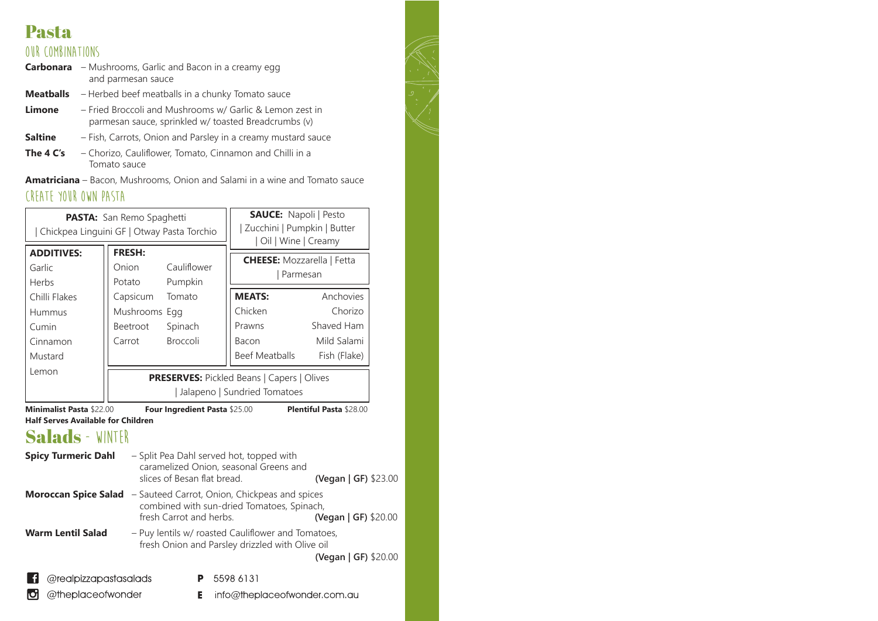# Pasta

## OUR COMBINATIONS

**Carbonara** – Mushrooms, Garlic and Bacon in a creamy egg and parmesan sauce

**Meatballs** – Herbed beef meatballs in a chunky Tomato sauce

**Limone** – Fried Broccoli and Mushrooms w/ Garlic & Lemon zest in parmesan sauce, sprinkled w/ toasted Breadcrumbs (v)

**Saltine** – Fish, Carrots, Onion and Parsley in a creamy mustard sauce

**The 4 C's** – Chorizo, Cauliflower, Tomato, Cinnamon and Chilli in a Tomato sauce

**Amatriciana** – Bacon, Mushrooms, Onion and Salami in a wine and Tomato sauce

## CREATE YOUR OWN PASTA

**PASTA:** San Remo Spaghetti | Chickpea Linguini GF | Otway Pasta Torchio

**SAUCE:** Napoli | Pesto | Zucchini | Pumpkin | Butter | Oil | Wine | Creamy

**CHEESE:** Mozzarella | Fetta | Parmesan

| ADDITIVES: | FRESH: | | MEATS: | |
|---|---|---|---|---|
| Garlic | Onion | Cauliflower | Chicken | Anchovies |
| Herbs | Potato | Pumpkin | Prawns | Chorizo |
| Chilli Flakes | Capsicum | Tomato | Bacon | Shaved Ham |
| Hummus | Mushrooms | Egg | Beef Meatballs | Mild Salami |
| Cumin | Beetroot | Spinach | | Fish (Flake) |
| Cinnamon | Carrot | Broccoli | | |
| Mustard | | | | |
| Lemon | | | | |

**PRESERVES:** Pickled Beans | Capers | Olives | Jalapeno | Sundried Tomatoes

**Minimalist Pasta** $22.00 **Four Ingredient Pasta** $25.00 **Plentiful Pasta** $28.00

**Half Serves Available for Children**

# Salads - WINTER

**Spicy Turmeric Dahl** – Split Pea Dahl served hot, topped with caramelized Onion, seasonal Greens and slices of Besan flat bread. **(Vegan | GF)** $23.00

**Moroccan Spice Salad** – Sauteed Carrot, Onion, Chickpeas and spices combined with sun-dried Tomatoes, Spinach, fresh Carrot and herbs. **(Vegan | GF)** $20.00

**Warm Lentil Salad** – Puy lentils w/ roasted Cauliflower and Tomatoes, fresh Onion and Parsley drizzled with Olive oil **(Vegan | GF)** $20.00

@realpizzapastasalads

@theplaceofwonder

**P** 5598 6131

**E** info@theplaceofwonder.com.au